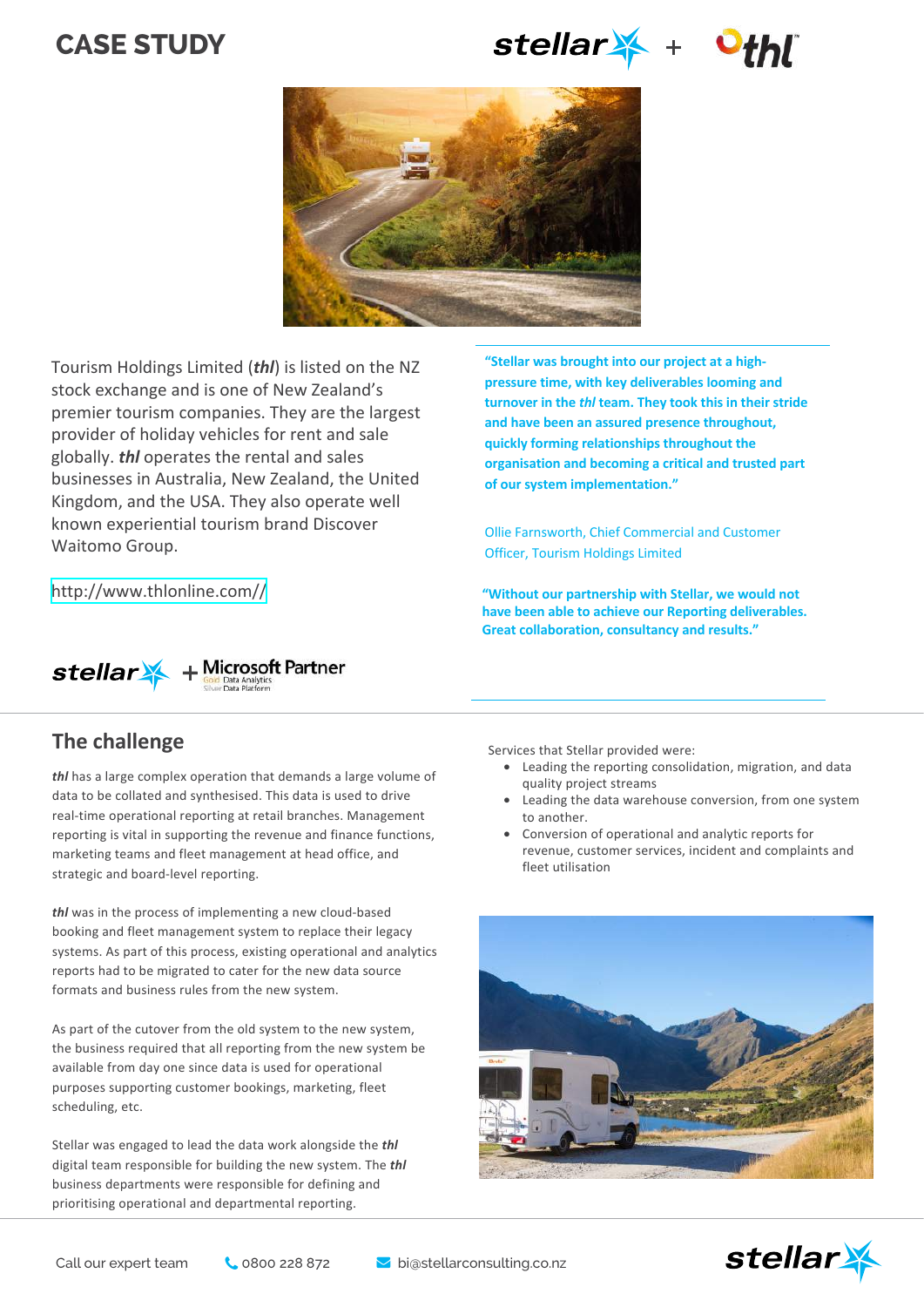# CASE STUDY

stellar + thl

Tourism Holdings Limited (***thl***) is listed on the NZ stock exchange and is one of New Zealand's premier tourism companies. They are the largest provider of holiday vehicles for rent and sale globally. ***thl*** operates the rental and sales businesses in Australia, New Zealand, the United Kingdom, and the USA. They also operate well known experiential tourism brand Discover Waitomo Group.

http://www.thlonline.com//

**"Stellar was brought into our project at a high-pressure time, with key deliverables looming and turnover in the *thl* team. They took this in their stride and have been an assured presence throughout, quickly forming relationships throughout the organisation and becoming a critical and trusted part of our system implementation."**

Ollie Farnsworth, Chief Commercial and Customer Officer, Tourism Holdings Limited

**"Without our partnership with Stellar, we would not have been able to achieve our Reporting deliverables. Great collaboration, consultancy and results."**

stellar + Microsoft Partner
Gold Data Analytics
Silver Data Platform

## The challenge

***thl*** has a large complex operation that demands a large volume of data to be collated and synthesised. This data is used to drive real-time operational reporting at retail branches. Management reporting is vital in supporting the revenue and finance functions, marketing teams and fleet management at head office, and strategic and board-level reporting.

***thl*** was in the process of implementing a new cloud-based booking and fleet management system to replace their legacy systems. As part of this process, existing operational and analytics reports had to be migrated to cater for the new data source formats and business rules from the new system.

As part of the cutover from the old system to the new system, the business required that all reporting from the new system be available from day one since data is used for operational purposes supporting customer bookings, marketing, fleet scheduling, etc.

Stellar was engaged to lead the data work alongside the ***thl*** digital team responsible for building the new system. The ***thl*** business departments were responsible for defining and prioritising operational and departmental reporting.

Services that Stellar provided were:

- Leading the reporting consolidation, migration, and data quality project streams
- Leading the data warehouse conversion, from one system to another.
- Conversion of operational and analytic reports for revenue, customer services, incident and complaints and fleet utilisation

Call our expert team 0800 228 872 bi@stellarconsulting.co.nz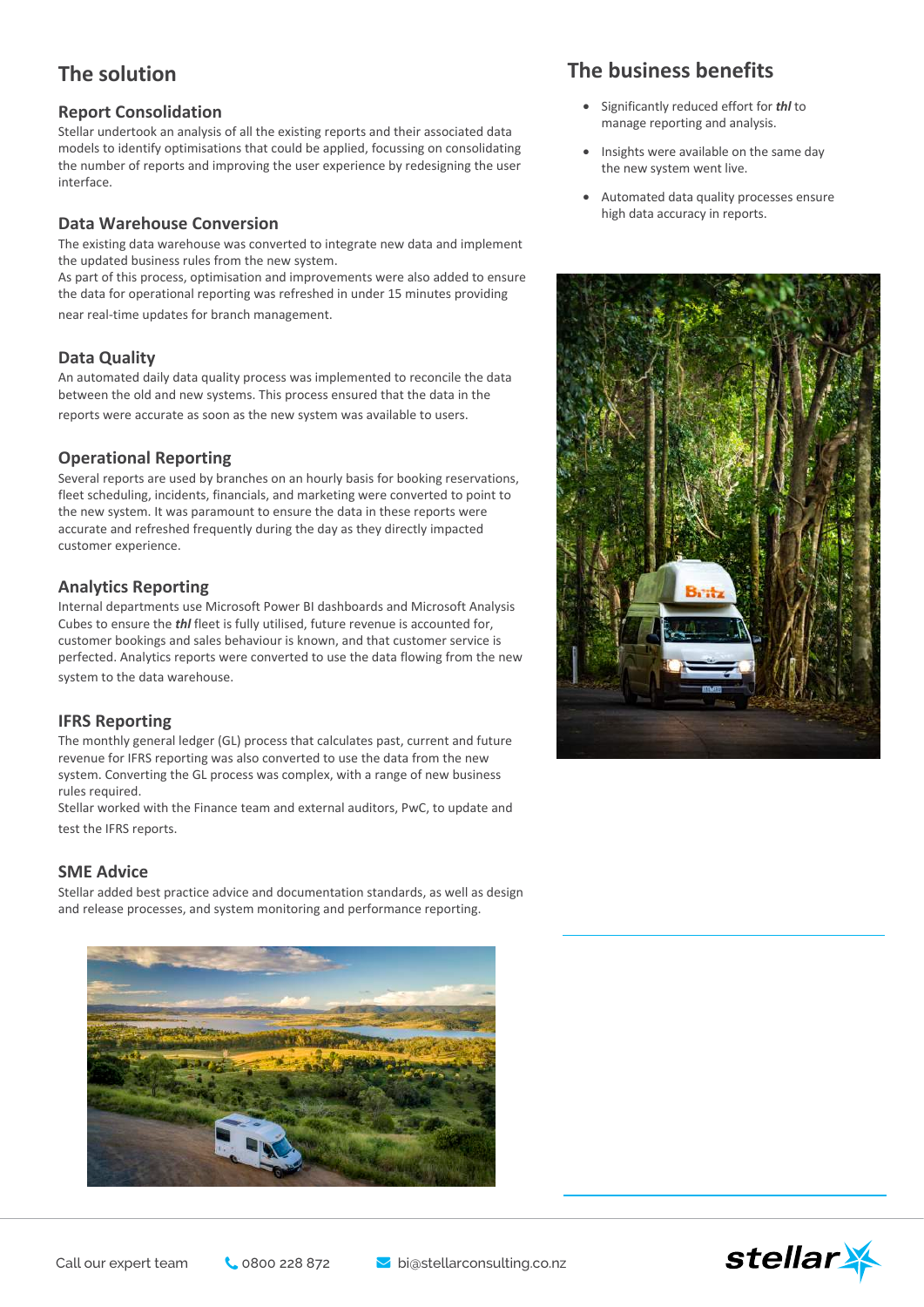## The solution

### Report Consolidation

Stellar undertook an analysis of all the existing reports and their associated data models to identify optimisations that could be applied, focussing on consolidating the number of reports and improving the user experience by redesigning the user interface.

### Data Warehouse Conversion

The existing data warehouse was converted to integrate new data and implement the updated business rules from the new system.
As part of this process, optimisation and improvements were also added to ensure the data for operational reporting was refreshed in under 15 minutes providing near real-time updates for branch management.

### Data Quality

An automated daily data quality process was implemented to reconcile the data between the old and new systems. This process ensured that the data in the reports were accurate as soon as the new system was available to users.

### Operational Reporting

Several reports are used by branches on an hourly basis for booking reservations, fleet scheduling, incidents, financials, and marketing were converted to point to the new system. It was paramount to ensure the data in these reports were accurate and refreshed frequently during the day as they directly impacted customer experience.

### Analytics Reporting

Internal departments use Microsoft Power BI dashboards and Microsoft Analysis Cubes to ensure the ***thl*** fleet is fully utilised, future revenue is accounted for, customer bookings and sales behaviour is known, and that customer service is perfected. Analytics reports were converted to use the data flowing from the new system to the data warehouse.

### IFRS Reporting

The monthly general ledger (GL) process that calculates past, current and future revenue for IFRS reporting was also converted to use the data from the new system. Converting the GL process was complex, with a range of new business rules required.
Stellar worked with the Finance team and external auditors, PwC, to update and test the IFRS reports.

### SME Advice

Stellar added best practice advice and documentation standards, as well as design and release processes, and system monitoring and performance reporting.

## The business benefits

- Significantly reduced effort for ***thl*** to manage reporting and analysis.
- Insights were available on the same day the new system went live.
- Automated data quality processes ensure high data accuracy in reports.

Call our expert team 0800 228 872 bi@stellarconsulting.co.nz